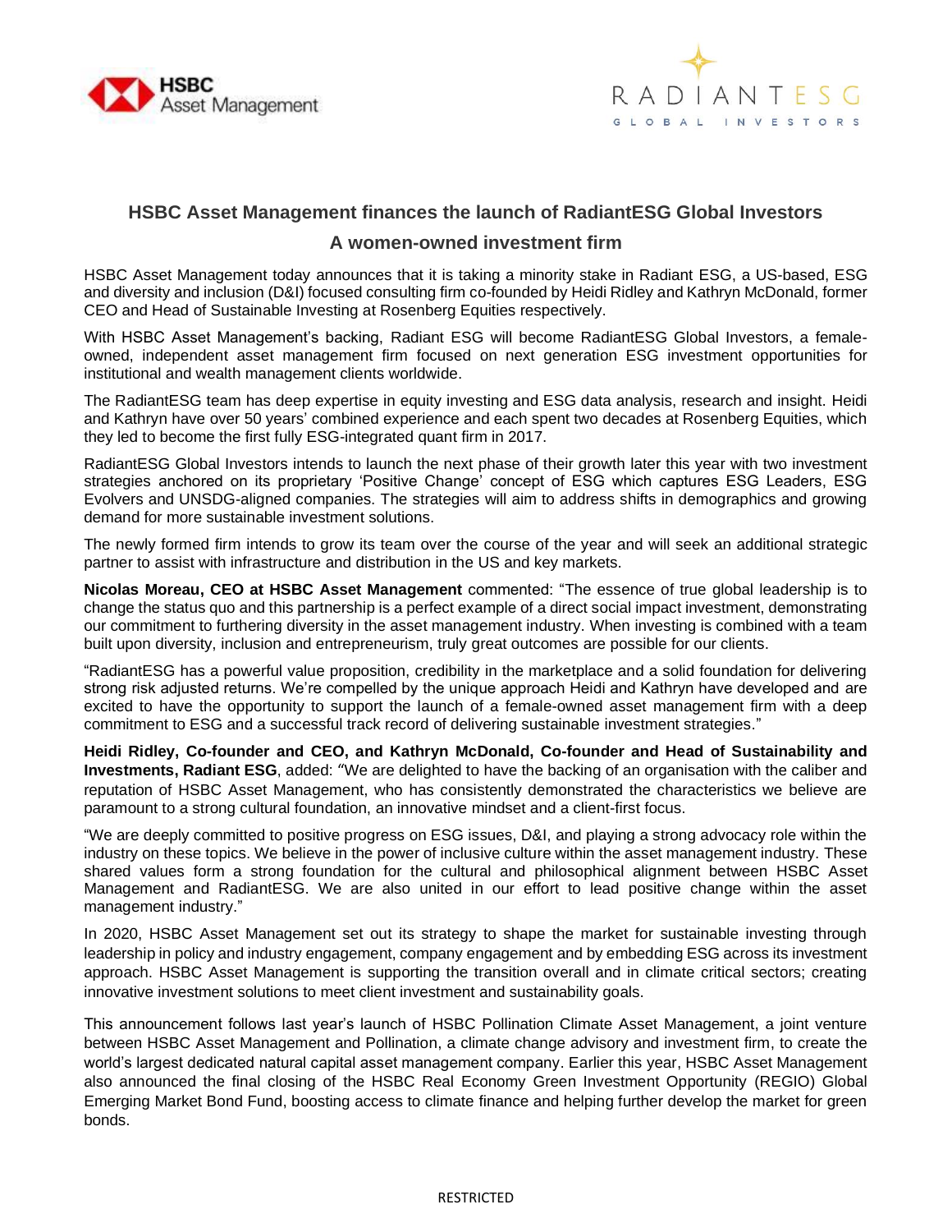## HSBC Asset Management finances the launch of RadiantESG Global Investors

### A women-owned investment firm

HSBC Asset Management today announces that it is taking a minority stake in Radiant ESG, a US-based, ESG and diversity and inclusion (D&I) focused consulting firm co-founded by Heidi Ridley and Kathryn McDonald, former CEO and Head of Sustainable Investing at Rosenberg Equities respectively.

With HSBC Asset Management's backing, Radiant ESG will become RadiantESG Global Investors, a female-owned, independent asset management firm focused on next generation ESG investment opportunities for institutional and wealth management clients worldwide.

The RadiantESG team has deep expertise in equity investing and ESG data analysis, research and insight. Heidi and Kathryn have over 50 years' combined experience and each spent two decades at Rosenberg Equities, which they led to become the first fully ESG-integrated quant firm in 2017.

RadiantESG Global Investors intends to launch the next phase of their growth later this year with two investment strategies anchored on its proprietary 'Positive Change' concept of ESG which captures ESG Leaders, ESG Evolvers and UNSDG-aligned companies. The strategies will aim to address shifts in demographics and growing demand for more sustainable investment solutions.

The newly formed firm intends to grow its team over the course of the year and will seek an additional strategic partner to assist with infrastructure and distribution in the US and key markets.

**Nicolas Moreau, CEO at HSBC Asset Management** commented: "The essence of true global leadership is to change the status quo and this partnership is a perfect example of a direct social impact investment, demonstrating our commitment to furthering diversity in the asset management industry. When investing is combined with a team built upon diversity, inclusion and entrepreneurism, truly great outcomes are possible for our clients.

"RadiantESG has a powerful value proposition, credibility in the marketplace and a solid foundation for delivering strong risk adjusted returns. We're compelled by the unique approach Heidi and Kathryn have developed and are excited to have the opportunity to support the launch of a female-owned asset management firm with a deep commitment to ESG and a successful track record of delivering sustainable investment strategies."

**Heidi Ridley, Co-founder and CEO, and Kathryn McDonald, Co-founder and Head of Sustainability and Investments, Radiant ESG**, added: "We are delighted to have the backing of an organisation with the caliber and reputation of HSBC Asset Management, who has consistently demonstrated the characteristics we believe are paramount to a strong cultural foundation, an innovative mindset and a client-first focus.

"We are deeply committed to positive progress on ESG issues, D&I, and playing a strong advocacy role within the industry on these topics. We believe in the power of inclusive culture within the asset management industry. These shared values form a strong foundation for the cultural and philosophical alignment between HSBC Asset Management and RadiantESG. We are also united in our effort to lead positive change within the asset management industry."

In 2020, HSBC Asset Management set out its strategy to shape the market for sustainable investing through leadership in policy and industry engagement, company engagement and by embedding ESG across its investment approach. HSBC Asset Management is supporting the transition overall and in climate critical sectors; creating innovative investment solutions to meet client investment and sustainability goals.

This announcement follows last year's launch of HSBC Pollination Climate Asset Management, a joint venture between HSBC Asset Management and Pollination, a climate change advisory and investment firm, to create the world's largest dedicated natural capital asset management company. Earlier this year, HSBC Asset Management also announced the final closing of the HSBC Real Economy Green Investment Opportunity (REGIO) Global Emerging Market Bond Fund, boosting access to climate finance and helping further develop the market for green bonds.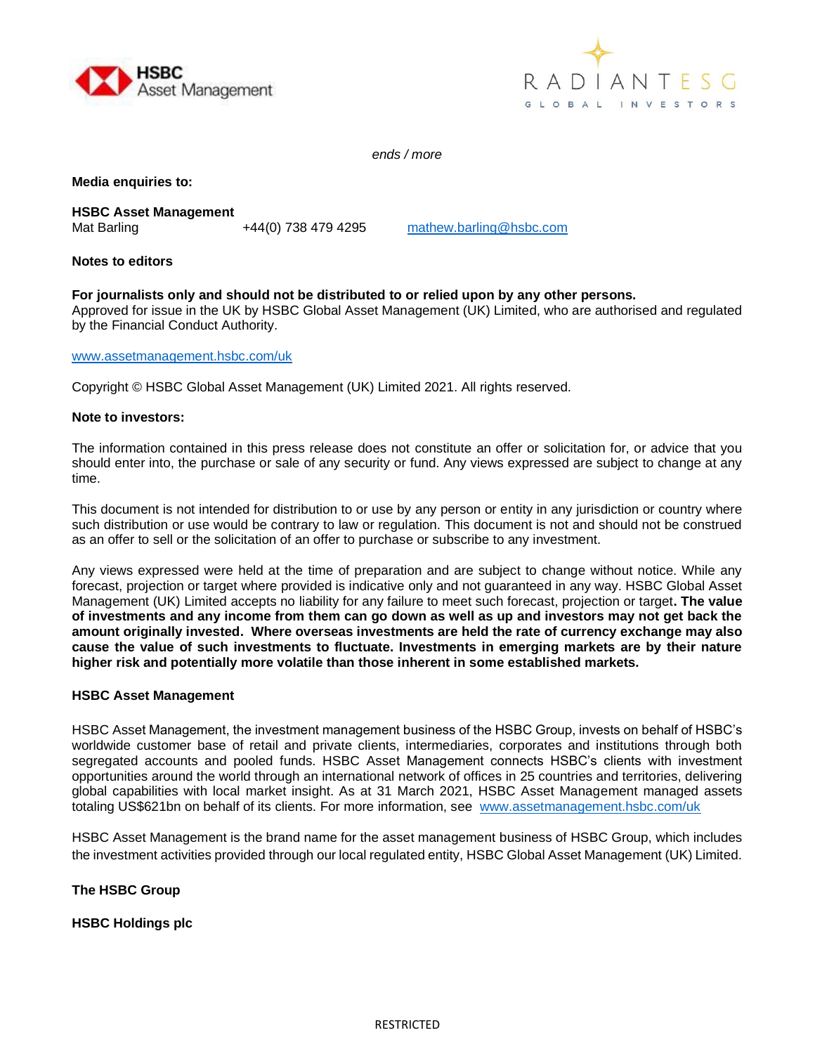*ends / more*

**Media enquiries to:**

**HSBC Asset Management**
Mat Barling +44(0) 738 479 4295 mathew.barling@hsbc.com

**Notes to editors**

**For journalists only and should not be distributed to or relied upon by any other persons.**
Approved for issue in the UK by HSBC Global Asset Management (UK) Limited, who are authorised and regulated by the Financial Conduct Authority.

www.assetmanagement.hsbc.com/uk

Copyright © HSBC Global Asset Management (UK) Limited 2021. All rights reserved.

**Note to investors:**

The information contained in this press release does not constitute an offer or solicitation for, or advice that you should enter into, the purchase or sale of any security or fund. Any views expressed are subject to change at any time.

This document is not intended for distribution to or use by any person or entity in any jurisdiction or country where such distribution or use would be contrary to law or regulation. This document is not and should not be construed as an offer to sell or the solicitation of an offer to purchase or subscribe to any investment.

Any views expressed were held at the time of preparation and are subject to change without notice. While any forecast, projection or target where provided is indicative only and not guaranteed in any way. HSBC Global Asset Management (UK) Limited accepts no liability for any failure to meet such forecast, projection or target**. The value of investments and any income from them can go down as well as up and investors may not get back the amount originally invested. Where overseas investments are held the rate of currency exchange may also cause the value of such investments to fluctuate. Investments in emerging markets are by their nature higher risk and potentially more volatile than those inherent in some established markets.**

**HSBC Asset Management**

HSBC Asset Management, the investment management business of the HSBC Group, invests on behalf of HSBC's worldwide customer base of retail and private clients, intermediaries, corporates and institutions through both segregated accounts and pooled funds. HSBC Asset Management connects HSBC's clients with investment opportunities around the world through an international network of offices in 25 countries and territories, delivering global capabilities with local market insight. As at 31 March 2021, HSBC Asset Management managed assets totaling US$621bn on behalf of its clients. For more information, see www.assetmanagement.hsbc.com/uk

HSBC Asset Management is the brand name for the asset management business of HSBC Group, which includes the investment activities provided through our local regulated entity, HSBC Global Asset Management (UK) Limited.

**The HSBC Group**

**HSBC Holdings plc**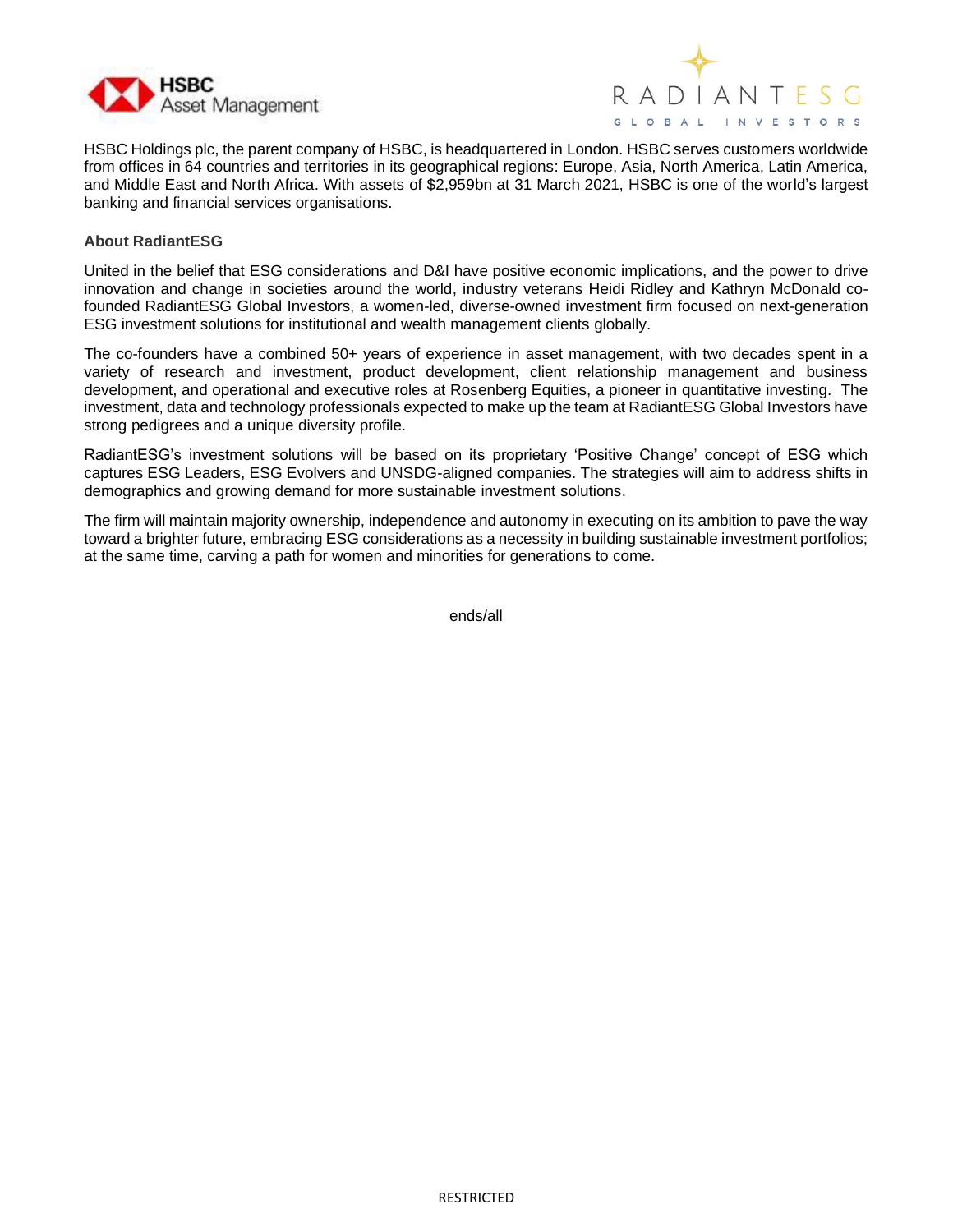HSBC Holdings plc, the parent company of HSBC, is headquartered in London. HSBC serves customers worldwide from offices in 64 countries and territories in its geographical regions: Europe, Asia, North America, Latin America, and Middle East and North Africa. With assets of $2,959bn at 31 March 2021, HSBC is one of the world's largest banking and financial services organisations.

**About RadiantESG**

United in the belief that ESG considerations and D&I have positive economic implications, and the power to drive innovation and change in societies around the world, industry veterans Heidi Ridley and Kathryn McDonald co-founded RadiantESG Global Investors, a women-led, diverse-owned investment firm focused on next-generation ESG investment solutions for institutional and wealth management clients globally.

The co-founders have a combined 50+ years of experience in asset management, with two decades spent in a variety of research and investment, product development, client relationship management and business development, and operational and executive roles at Rosenberg Equities, a pioneer in quantitative investing. The investment, data and technology professionals expected to make up the team at RadiantESG Global Investors have strong pedigrees and a unique diversity profile.

RadiantESG's investment solutions will be based on its proprietary 'Positive Change' concept of ESG which captures ESG Leaders, ESG Evolvers and UNSDG-aligned companies. The strategies will aim to address shifts in demographics and growing demand for more sustainable investment solutions.

The firm will maintain majority ownership, independence and autonomy in executing on its ambition to pave the way toward a brighter future, embracing ESG considerations as a necessity in building sustainable investment portfolios; at the same time, carving a path for women and minorities for generations to come.

ends/all